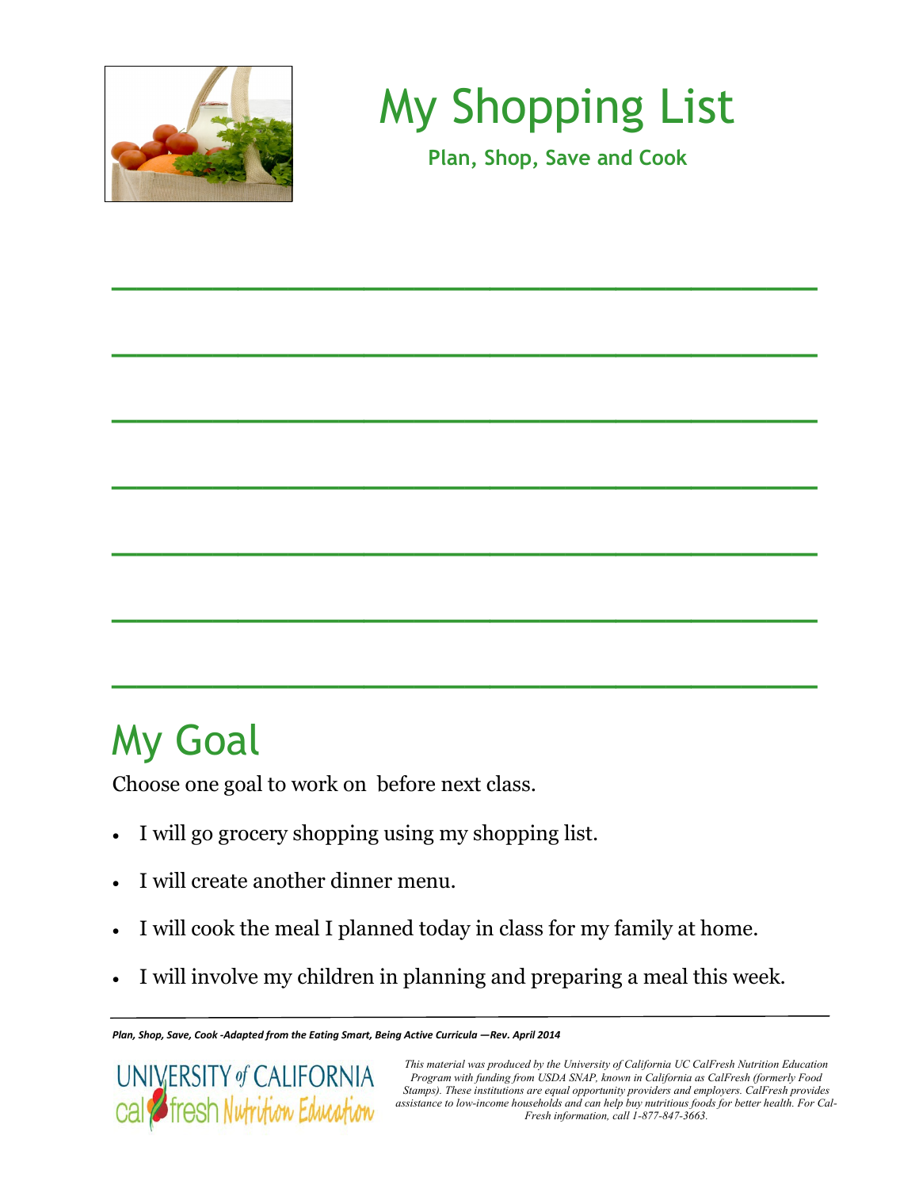# My Shopping List

**Plan, Shop, Save and Cook**

______________________________________________

______________________________________________

______________________________________________

______________________________________________

______________________________________________

______________________________________________

______________________________________________

## My Goal

Choose one goal to work on before next class.

- I will go grocery shopping using my shopping list.
- I will create another dinner menu.
- I will cook the meal I planned today in class for my family at home.
- I will involve my children in planning and preparing a meal this week.

***Plan, Shop, Save, Cook -Adapted from the Eating Smart, Being Active Curricula —Rev. April 2014***

UNIVERSITY of CALIFORNIA
cal fresh Nutrition Education

*This material was produced by the University of California UC CalFresh Nutrition Education Program with funding from USDA SNAP, known in California as CalFresh (formerly Food Stamps). These institutions are equal opportunity providers and employers. CalFresh provides assistance to low-income households and can help buy nutritious foods for better health. For CalFresh information, call 1-877-847-3663.*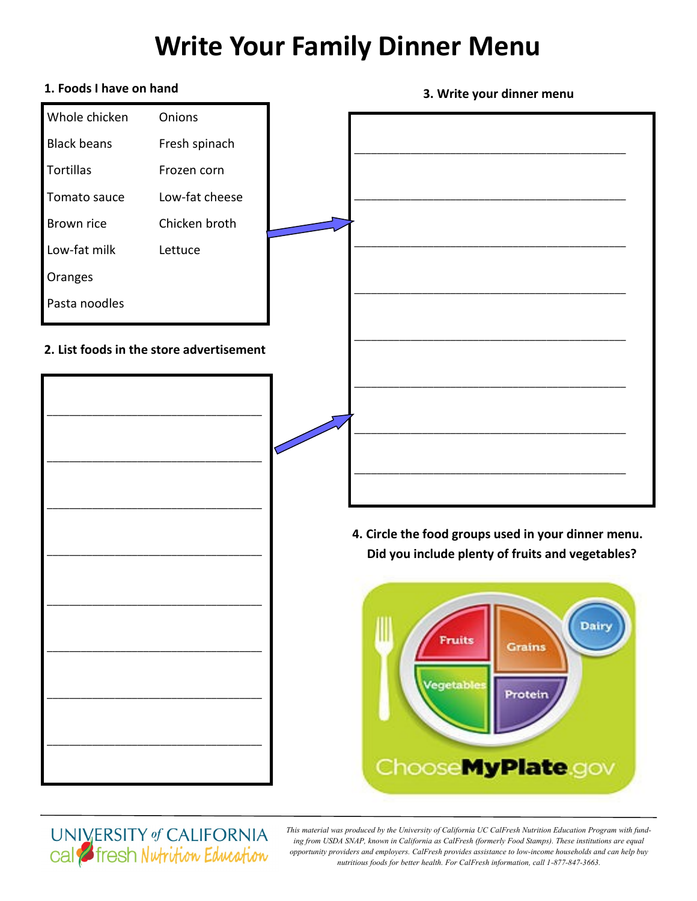# Write Your Family Dinner Menu

### 1. Foods I have on hand

| | |
|---|---|
| Whole chicken | Onions |
| Black beans | Fresh spinach |
| Tortillas | Frozen corn |
| Tomato sauce | Low-fat cheese |
| Brown rice | Chicken broth |
| Low-fat milk | Lettuce |
| Oranges | |
| Pasta noodles | |

### 2. List foods in the store advertisement

\_\_\_\_\_\_\_\_\_\_\_\_\_\_\_\_\_\_\_\_\_\_\_\_\_\_\_\_\_\_\_\_\_\_\_\_

\_\_\_\_\_\_\_\_\_\_\_\_\_\_\_\_\_\_\_\_\_\_\_\_\_\_\_\_\_\_\_\_\_\_\_\_

\_\_\_\_\_\_\_\_\_\_\_\_\_\_\_\_\_\_\_\_\_\_\_\_\_\_\_\_\_\_\_\_\_\_\_\_

\_\_\_\_\_\_\_\_\_\_\_\_\_\_\_\_\_\_\_\_\_\_\_\_\_\_\_\_\_\_\_\_\_\_\_\_

\_\_\_\_\_\_\_\_\_\_\_\_\_\_\_\_\_\_\_\_\_\_\_\_\_\_\_\_\_\_\_\_\_\_\_\_

\_\_\_\_\_\_\_\_\_\_\_\_\_\_\_\_\_\_\_\_\_\_\_\_\_\_\_\_\_\_\_\_\_\_\_\_

\_\_\_\_\_\_\_\_\_\_\_\_\_\_\_\_\_\_\_\_\_\_\_\_\_\_\_\_\_\_\_\_\_\_\_\_

\_\_\_\_\_\_\_\_\_\_\_\_\_\_\_\_\_\_\_\_\_\_\_\_\_\_\_\_\_\_\_\_\_\_\_\_

### 3. Write your dinner menu

\_\_\_\_\_\_\_\_\_\_\_\_\_\_\_\_\_\_\_\_\_\_\_\_\_\_\_\_\_\_\_\_\_\_\_\_\_\_\_\_\_\_\_\_

\_\_\_\_\_\_\_\_\_\_\_\_\_\_\_\_\_\_\_\_\_\_\_\_\_\_\_\_\_\_\_\_\_\_\_\_\_\_\_\_\_\_\_\_

\_\_\_\_\_\_\_\_\_\_\_\_\_\_\_\_\_\_\_\_\_\_\_\_\_\_\_\_\_\_\_\_\_\_\_\_\_\_\_\_\_\_\_\_

\_\_\_\_\_\_\_\_\_\_\_\_\_\_\_\_\_\_\_\_\_\_\_\_\_\_\_\_\_\_\_\_\_\_\_\_\_\_\_\_\_\_\_\_

\_\_\_\_\_\_\_\_\_\_\_\_\_\_\_\_\_\_\_\_\_\_\_\_\_\_\_\_\_\_\_\_\_\_\_\_\_\_\_\_\_\_\_\_

\_\_\_\_\_\_\_\_\_\_\_\_\_\_\_\_\_\_\_\_\_\_\_\_\_\_\_\_\_\_\_\_\_\_\_\_\_\_\_\_\_\_\_\_

\_\_\_\_\_\_\_\_\_\_\_\_\_\_\_\_\_\_\_\_\_\_\_\_\_\_\_\_\_\_\_\_\_\_\_\_\_\_\_\_\_\_\_\_

\_\_\_\_\_\_\_\_\_\_\_\_\_\_\_\_\_\_\_\_\_\_\_\_\_\_\_\_\_\_\_\_\_\_\_\_\_\_\_\_\_\_\_\_

### 4. Circle the food groups used in your dinner menu. Did you include plenty of fruits and vegetables?

Fruits
Grains
Vegetables
Protein
Dairy
ChooseMyPlate.gov

UNIVERSITY of CALIFORNIA
calfresh Nutrition Education

*This material was produced by the University of California UC CalFresh Nutrition Education Program with funding from USDA SNAP, known in California as CalFresh (formerly Food Stamps). These institutions are equal opportunity providers and employers. CalFresh provides assistance to low-income households and can help buy nutritious foods for better health. For CalFresh information, call 1-877-847-3663.*